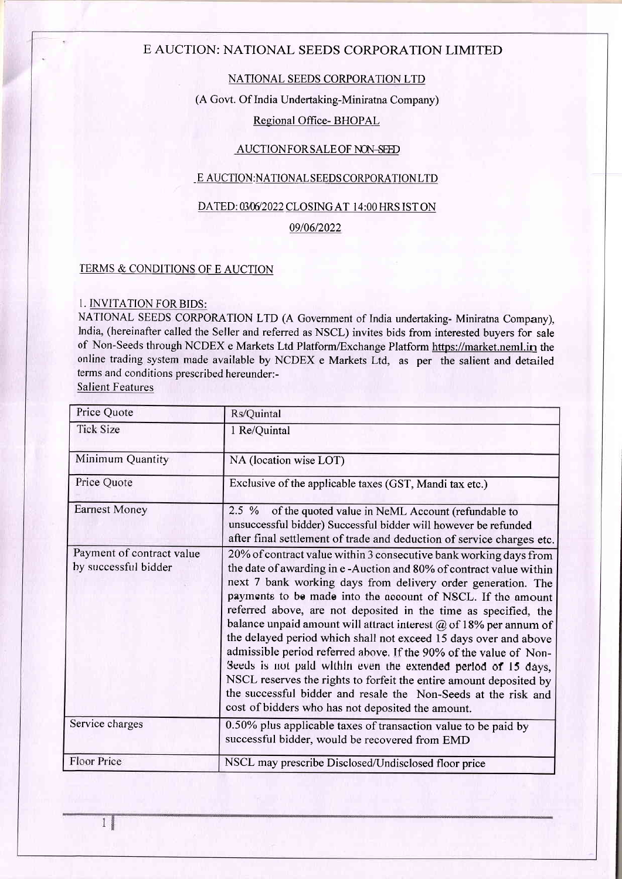# E AUCTION: NATIONAL SEEDS CORPORATION LIMITED

NATIONAL SEEDS CORPORATION LTD

(A Govt. Of India Undertaking-Miniratna Company)

Regional Office- BHOPAL

AUCTION FOR SALE OF NON-SEED

E AUCTION:NATIONAL SEEDS CORPORATION LTD

DATED: 03/06/2022 CLOSING AT 14:00 HRS IST ON

09/06/2022

## TERMS & CONDITIONS OF E AUCTION

### 1. INVITATION FOR BIDS:

NATIONAL SEEDS CORPORATION LTD (A Government of India undertaking- Miniratna Company), India, (hereinafter called the Seller and referred as NSCL) invites bids from interested buyers for sale of Non-Seeds through NCDEX e Markets Ltd Platform/Exchange Platform https://market.neml.in the online trading system made available by NCDEX e Markets Ltd, as per the salient and detailed terms and conditions prescribed hereunder:-

Salient Features

| Price Quote | Rs/Quintal |
|---|---|
| Tick Size | 1 Re/Quintal |
| Minimum Quantity | NA (location wise LOT) |
| Price Quote | Exclusive of the applicable taxes (GST, Mandi tax etc.) |
| Earnest Money | 2.5 % of the quoted value in NeML Account (refundable to unsuccessful bidder) Successful bidder will however be refunded after final settlement of trade and deduction of service charges etc. |
| Payment of contract value by successful bidder | 20% of contract value within 3 consecutive bank working days from the date of awarding in e -Auction and 80% of contract value within next 7 bank working days from delivery order generation. The payments to be made into the account of NSCL. If the amount referred above, are not deposited in the time as specified, the balance unpaid amount will attract interest @ of 18% per annum of the delayed period which shall not exceed 15 days over and above admissible period referred above. If the 90% of the value of Non-Seeds is not paid within even the extended period of 15 days, NSCL reserves the rights to forfeit the entire amount deposited by the successful bidder and resale the Non-Seeds at the risk and cost of bidders who has not deposited the amount. |
| Service charges | 0.50% plus applicable taxes of transaction value to be paid by successful bidder, would be recovered from EMD |
| Floor Price | NSCL may prescribe Disclosed/Undisclosed floor price |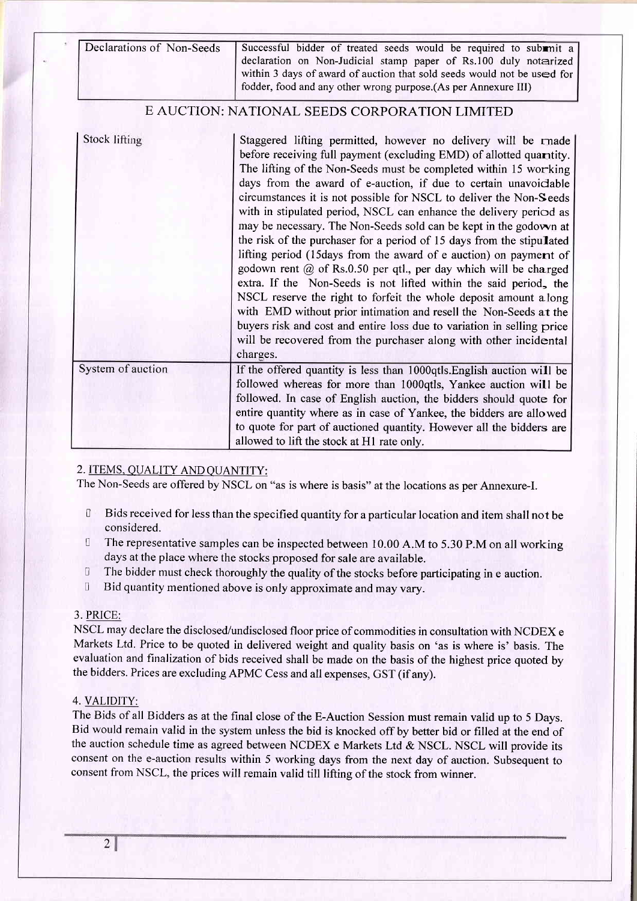| Declarations of Non-Seeds | Successful bidder of treated seeds would be required to submit a declaration on Non-Judicial stamp paper of Rs.100 duly notarized within 3 days of award of auction that sold seeds would not be used for fodder, food and any other wrong purpose.(As per Annexure III) |
|---|---|

## E AUCTION: NATIONAL SEEDS CORPORATION LIMITED

| Stock lifting | Staggered lifting permitted, however no delivery will be made before receiving full payment (excluding EMD) of allotted quantity. The lifting of the Non-Seeds must be completed within 15 working days from the award of e-auction, if due to certain unavoidable circumstances it is not possible for NSCL to deliver the Non-Seeds with in stipulated period, NSCL can enhance the delivery period as may be necessary. The Non-Seeds sold can be kept in the godown at the risk of the purchaser for a period of 15 days from the stipulated lifting period (15days from the award of e auction) on payment of godown rent @ of Rs.0.50 per qtl., per day which will be charged extra. If the Non-Seeds is not lifted within the said period, the NSCL reserve the right to forfeit the whole deposit amount along with EMD without prior intimation and resell the Non-Seeds at the buyers risk and cost and entire loss due to variation in selling price will be recovered from the purchaser along with other incidental charges. |
|---|---|
| System of auction | If the offered quantity is less than 1000qtls.English auction will be followed whereas for more than 1000qtls, Yankee auction will be followed. In case of English auction, the bidders should quote for entire quantity where as in case of Yankee, the bidders are allowed to quote for part of auctioned quantity. However all the bidders are allowed to lift the stock at H1 rate only. |

2. ITEMS, QUALITY AND QUANTITY:

The Non-Seeds are offered by NSCL on "as is where is basis" at the locations as per Annexure-I.

- Bids received for less than the specified quantity for a particular location and item shall not be considered.
- The representative samples can be inspected between 10.00 A.M to 5.30 P.M on all working days at the place where the stocks proposed for sale are available.
- The bidder must check thoroughly the quality of the stocks before participating in e auction.
- Bid quantity mentioned above is only approximate and may vary.

3. PRICE:

NSCL may declare the disclosed/undisclosed floor price of commodities in consultation with NCDEX e Markets Ltd. Price to be quoted in delivered weight and quality basis on 'as is where is' basis. The evaluation and finalization of bids received shall be made on the basis of the highest price quoted by the bidders. Prices are excluding APMC Cess and all expenses, GST (if any).

4. VALIDITY:

The Bids of all Bidders as at the final close of the E-Auction Session must remain valid up to 5 Days. Bid would remain valid in the system unless the bid is knocked off by better bid or filled at the end of the auction schedule time as agreed between NCDEX e Markets Ltd & NSCL. NSCL will provide its consent on the e-auction results within 5 working days from the next day of auction. Subsequent to consent from NSCL, the prices will remain valid till lifting of the stock from winner.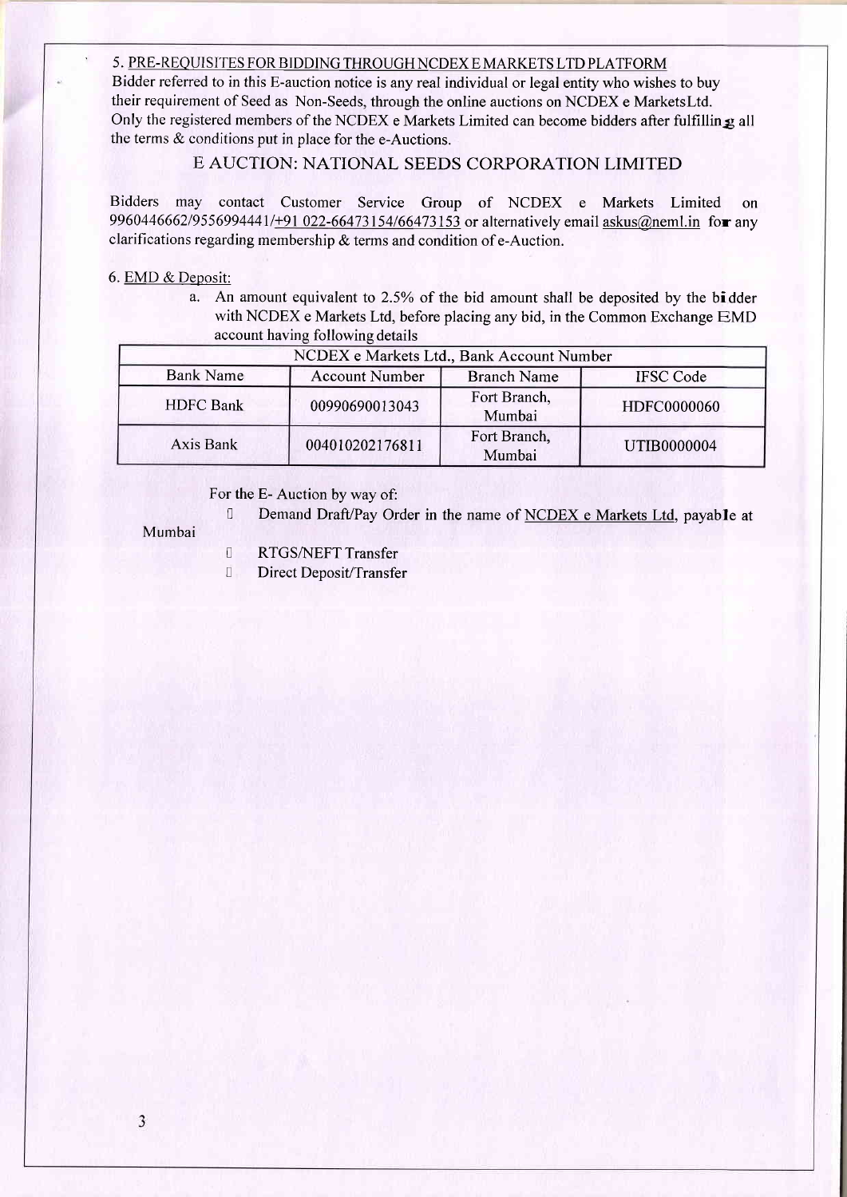5. PRE-REQUISITES FOR BIDDING THROUGH NCDEX E MARKETS LTD PLATFORM

Bidder referred to in this E-auction notice is any real individual or legal entity who wishes to buy their requirement of Seed as Non-Seeds, through the online auctions on NCDEX e MarketsLtd. Only the registered members of the NCDEX e Markets Limited can become bidders after fulfilling all the terms & conditions put in place for the e-Auctions.

## E AUCTION: NATIONAL SEEDS CORPORATION LIMITED

Bidders may contact Customer Service Group of NCDEX e Markets Limited on 9960446662/9556994441/+91 022-66473154/66473153 or alternatively email askus@neml.in for any clarifications regarding membership & terms and condition of e-Auction.

6. EMD & Deposit:

a. An amount equivalent to 2.5% of the bid amount shall be deposited by the bidder with NCDEX e Markets Ltd, before placing any bid, in the Common Exchange EMD account having following details

| NCDEX e Markets Ltd., Bank Account Number | | | |
|---|---|---|---|
| Bank Name | Account Number | Branch Name | IFSC Code |
| HDFC Bank | 00990690013043 | Fort Branch, Mumbai | HDFC0000060 |
| Axis Bank | 004010202176811 | Fort Branch, Mumbai | UTIB0000004 |

For the E- Auction by way of:

- Demand Draft/Pay Order in the name of NCDEX e Markets Ltd, payable at Mumbai
- RTGS/NEFT Transfer
- Direct Deposit/Transfer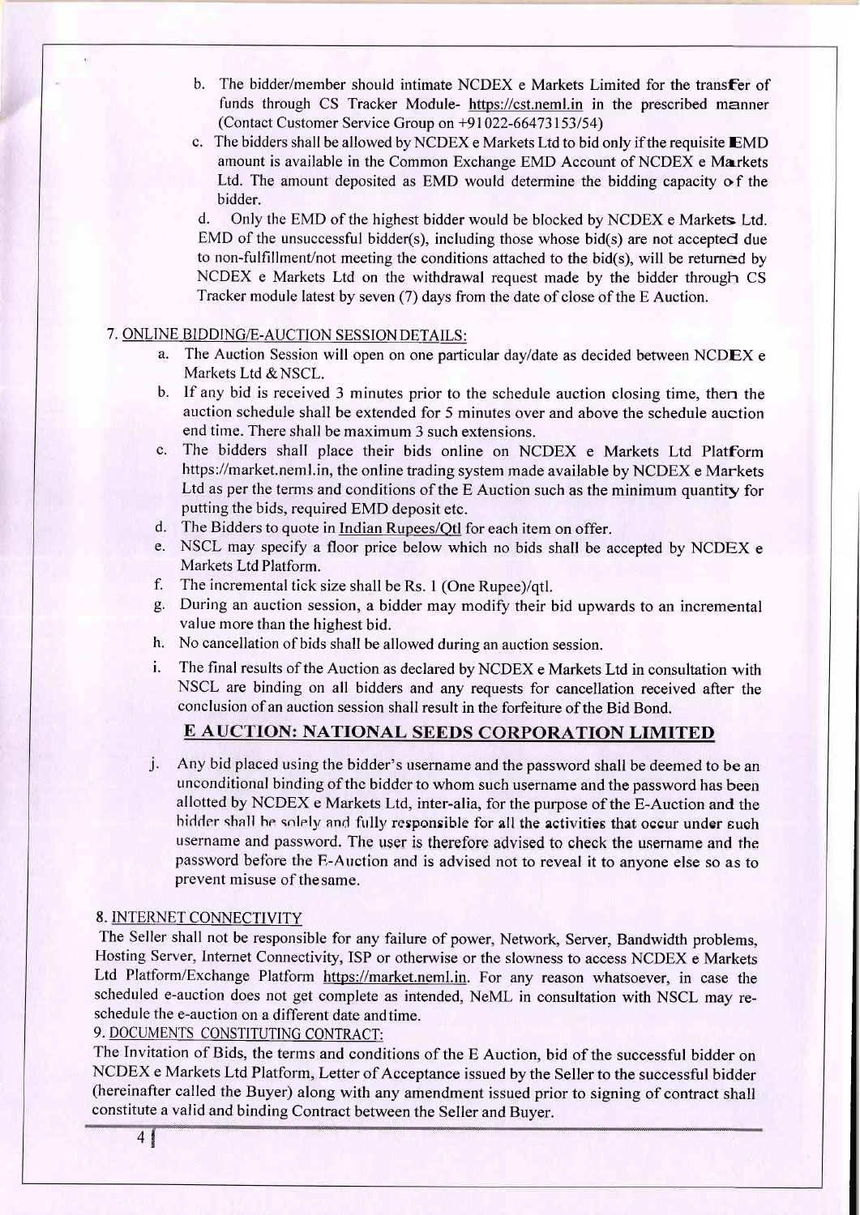b. The bidder/member should intimate NCDEX e Markets Limited for the transfer of funds through CS Tracker Module- https://cst.neml.in in the prescribed manner (Contact Customer Service Group on +91022-66473153/54)

c. The bidders shall be allowed by NCDEX e Markets Ltd to bid only if the requisite EMD amount is available in the Common Exchange EMD Account of NCDEX e Markets Ltd. The amount deposited as EMD would determine the bidding capacity of the bidder.

d. Only the EMD of the highest bidder would be blocked by NCDEX e Markets Ltd. EMD of the unsuccessful bidder(s), including those whose bid(s) are not accepted due to non-fulfillment/not meeting the conditions attached to the bid(s), will be returned by NCDEX e Markets Ltd on the withdrawal request made by the bidder through CS Tracker module latest by seven (7) days from the date of close of the E Auction.

7. ONLINE BIDDING/E-AUCTION SESSION DETAILS:

a. The Auction Session will open on one particular day/date as decided between NCDEX e Markets Ltd & NSCL.

b. If any bid is received 3 minutes prior to the schedule auction closing time, then the auction schedule shall be extended for 5 minutes over and above the schedule auction end time. There shall be maximum 3 such extensions.

c. The bidders shall place their bids online on NCDEX e Markets Ltd Platform https://market.neml.in, the online trading system made available by NCDEX e Markets Ltd as per the terms and conditions of the E Auction such as the minimum quantity for putting the bids, required EMD deposit etc.

d. The Bidders to quote in Indian Rupees/Qtl for each item on offer.

e. NSCL may specify a floor price below which no bids shall be accepted by NCDEX e Markets Ltd Platform.

f. The incremental tick size shall be Rs. 1 (One Rupee)/qtl.

g. During an auction session, a bidder may modify their bid upwards to an incremental value more than the highest bid.

h. No cancellation of bids shall be allowed during an auction session.

i. The final results of the Auction as declared by NCDEX e Markets Ltd in consultation with NSCL are binding on all bidders and any requests for cancellation received after the conclusion of an auction session shall result in the forfeiture of the Bid Bond.

## E AUCTION: NATIONAL SEEDS CORPORATION LIMITED

j. Any bid placed using the bidder's username and the password shall be deemed to be an unconditional binding of the bidder to whom such username and the password has been allotted by NCDEX e Markets Ltd, inter-alia, for the purpose of the E-Auction and the bidder shall be solely and fully responsible for all the activities that occur under such username and password. The user is therefore advised to check the username and the password before the E-Auction and is advised not to reveal it to anyone else so as to prevent misuse of the same.

8. INTERNET CONNECTIVITY

The Seller shall not be responsible for any failure of power, Network, Server, Bandwidth problems, Hosting Server, Internet Connectivity, ISP or otherwise or the slowness to access NCDEX e Markets Ltd Platform/Exchange Platform https://market.neml.in. For any reason whatsoever, in case the scheduled e-auction does not get complete as intended, NeML in consultation with NSCL may re-schedule the e-auction on a different date and time.

9. DOCUMENTS CONSTITUTING CONTRACT:

The Invitation of Bids, the terms and conditions of the E Auction, bid of the successful bidder on NCDEX e Markets Ltd Platform, Letter of Acceptance issued by the Seller to the successful bidder (hereinafter called the Buyer) along with any amendment issued prior to signing of contract shall constitute a valid and binding Contract between the Seller and Buyer.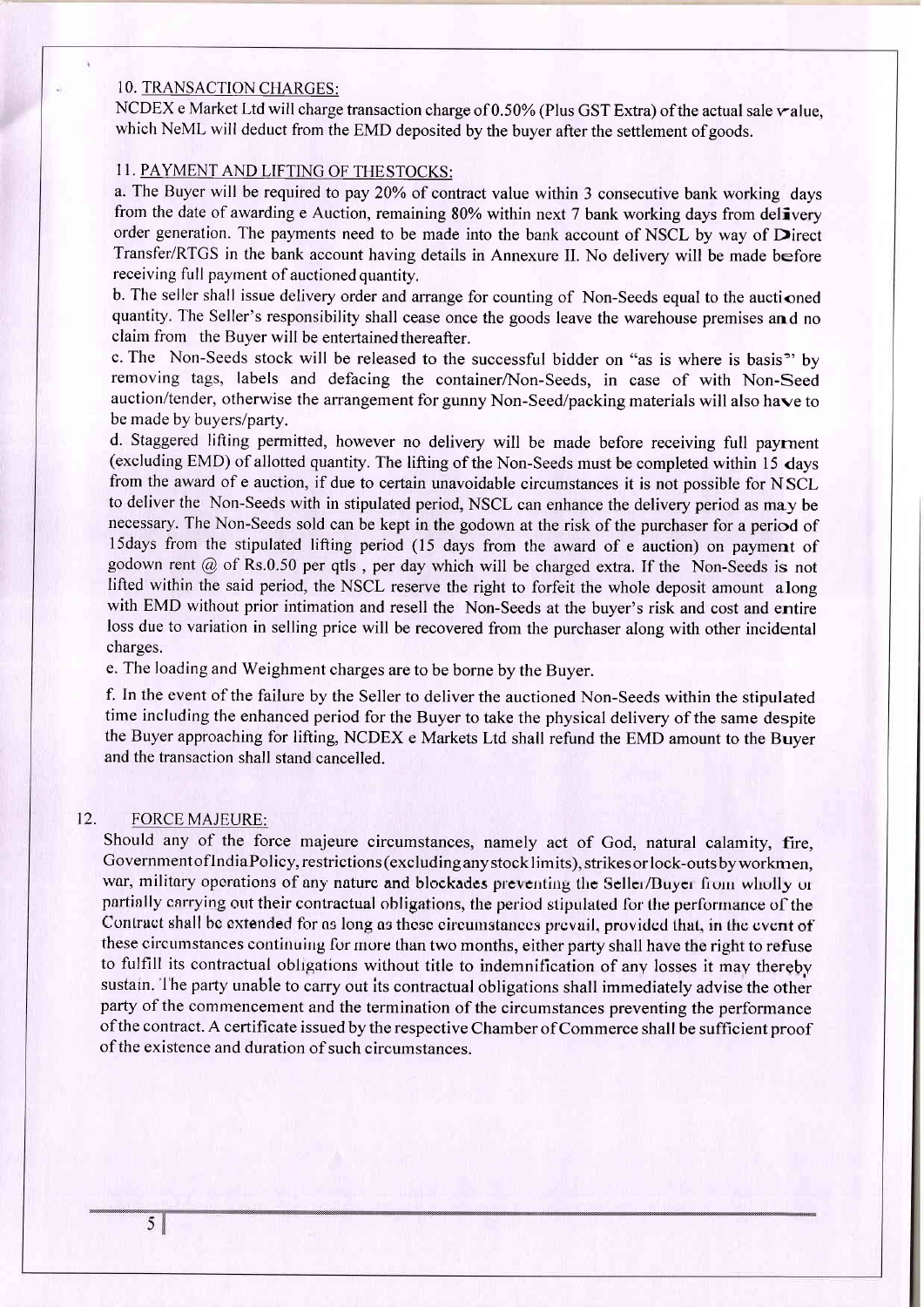## 10. TRANSACTION CHARGES:

NCDEX e Market Ltd will charge transaction charge of 0.50% (Plus GST Extra) of the actual sale value, which NeML will deduct from the EMD deposited by the buyer after the settlement of goods.

## 11. PAYMENT AND LIFTING OF THESTOCKS:

a. The Buyer will be required to pay 20% of contract value within 3 consecutive bank working days from the date of awarding e Auction, remaining 80% within next 7 bank working days from delivery order generation. The payments need to be made into the bank account of NSCL by way of Direct Transfer/RTGS in the bank account having details in Annexure II. No delivery will be made before receiving full payment of auctioned quantity.

b. The seller shall issue delivery order and arrange for counting of Non-Seeds equal to the auctioned quantity. The Seller's responsibility shall cease once the goods leave the warehouse premises and no claim from the Buyer will be entertained thereafter.

c. The Non-Seeds stock will be released to the successful bidder on "as is where is basis" by removing tags, labels and defacing the container/Non-Seeds, in case of with Non-Seed auction/tender, otherwise the arrangement for gunny Non-Seed/packing materials will also have to be made by buyers/party.

d. Staggered lifting permitted, however no delivery will be made before receiving full payment (excluding EMD) of allotted quantity. The lifting of the Non-Seeds must be completed within 15 days from the award of e auction, if due to certain unavoidable circumstances it is not possible for NSCL to deliver the Non-Seeds with in stipulated period, NSCL can enhance the delivery period as may be necessary. The Non-Seeds sold can be kept in the godown at the risk of the purchaser for a period of 15days from the stipulated lifting period (15 days from the award of e auction) on payment of godown rent @ of Rs.0.50 per qtls , per day which will be charged extra. If the Non-Seeds is not lifted within the said period, the NSCL reserve the right to forfeit the whole deposit amount along with EMD without prior intimation and resell the Non-Seeds at the buyer's risk and cost and entire loss due to variation in selling price will be recovered from the purchaser along with other incidental charges.

e. The loading and Weighment charges are to be borne by the Buyer.

f. In the event of the failure by the Seller to deliver the auctioned Non-Seeds within the stipulated time including the enhanced period for the Buyer to take the physical delivery of the same despite the Buyer approaching for lifting, NCDEX e Markets Ltd shall refund the EMD amount to the Buyer and the transaction shall stand cancelled.

## 12. FORCE MAJEURE:

Should any of the force majeure circumstances, namely act of God, natural calamity, fire, Government of India Policy, restrictions (excluding any stock limits), strikes or lock-outs by workmen, war, military operations of any nature and blockades preventing the Seller/Buyer from wholly or partially carrying out their contractual obligations, the period stipulated for the performance of the Contract shall be extended for as long as these circumstances prevail, provided that, in the event of these circumstances continuing for more than two months, either party shall have the right to refuse to fulfill its contractual obligations without title to indemnification of any losses it may thereby sustain. The party unable to carry out its contractual obligations shall immediately advise the other party of the commencement and the termination of the circumstances preventing the performance of the contract. A certificate issued by the respective Chamber of Commerce shall be sufficient proof of the existence and duration of such circumstances.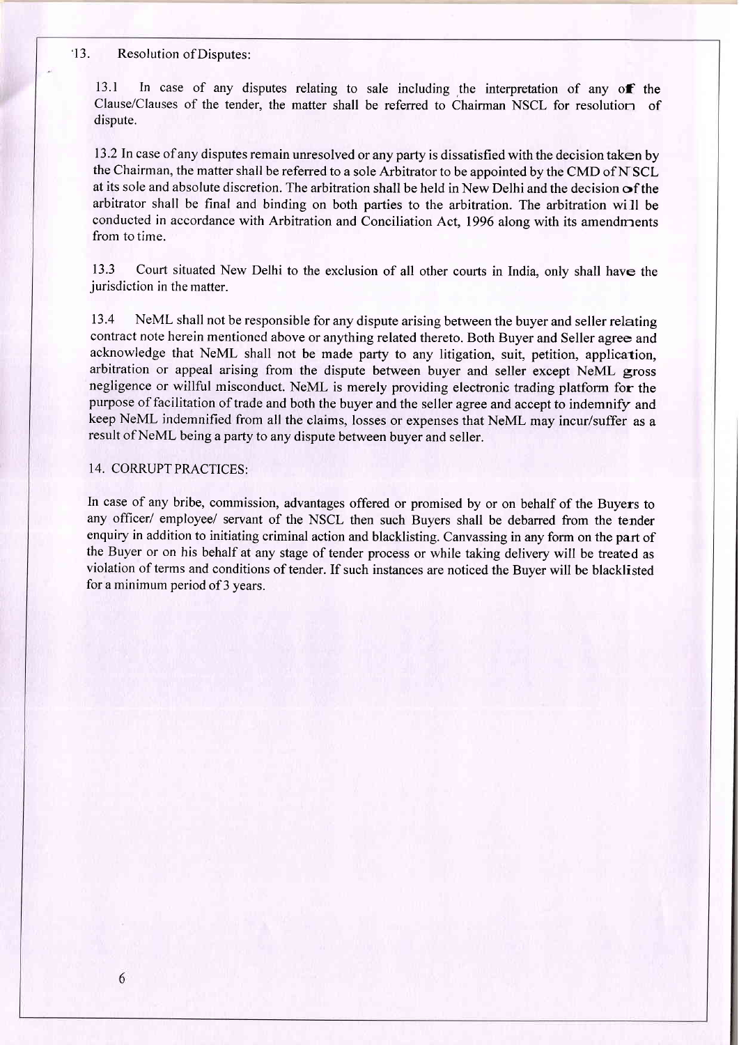13. Resolution of Disputes:

13.1 In case of any disputes relating to sale including the interpretation of any of the Clause/Clauses of the tender, the matter shall be referred to Chairman NSCL for resolution of dispute.

13.2 In case of any disputes remain unresolved or any party is dissatisfied with the decision taken by the Chairman, the matter shall be referred to a sole Arbitrator to be appointed by the CMD of NSCL at its sole and absolute discretion. The arbitration shall be held in New Delhi and the decision of the arbitrator shall be final and binding on both parties to the arbitration. The arbitration will be conducted in accordance with Arbitration and Conciliation Act, 1996 along with its amendments from to time.

13.3 Court situated New Delhi to the exclusion of all other courts in India, only shall have the jurisdiction in the matter.

13.4 NeML shall not be responsible for any dispute arising between the buyer and seller relating contract note herein mentioned above or anything related thereto. Both Buyer and Seller agree and acknowledge that NeML shall not be made party to any litigation, suit, petition, application, arbitration or appeal arising from the dispute between buyer and seller except NeML gross negligence or willful misconduct. NeML is merely providing electronic trading platform for the purpose of facilitation of trade and both the buyer and the seller agree and accept to indemnify and keep NeML indemnified from all the claims, losses or expenses that NeML may incur/suffer as a result of NeML being a party to any dispute between buyer and seller.

14. CORRUPT PRACTICES:

In case of any bribe, commission, advantages offered or promised by or on behalf of the Buyers to any officer/ employee/ servant of the NSCL then such Buyers shall be debarred from the tender enquiry in addition to initiating criminal action and blacklisting. Canvassing in any form on the part of the Buyer or on his behalf at any stage of tender process or while taking delivery will be treated as violation of terms and conditions of tender. If such instances are noticed the Buyer will be blacklisted for a minimum period of 3 years.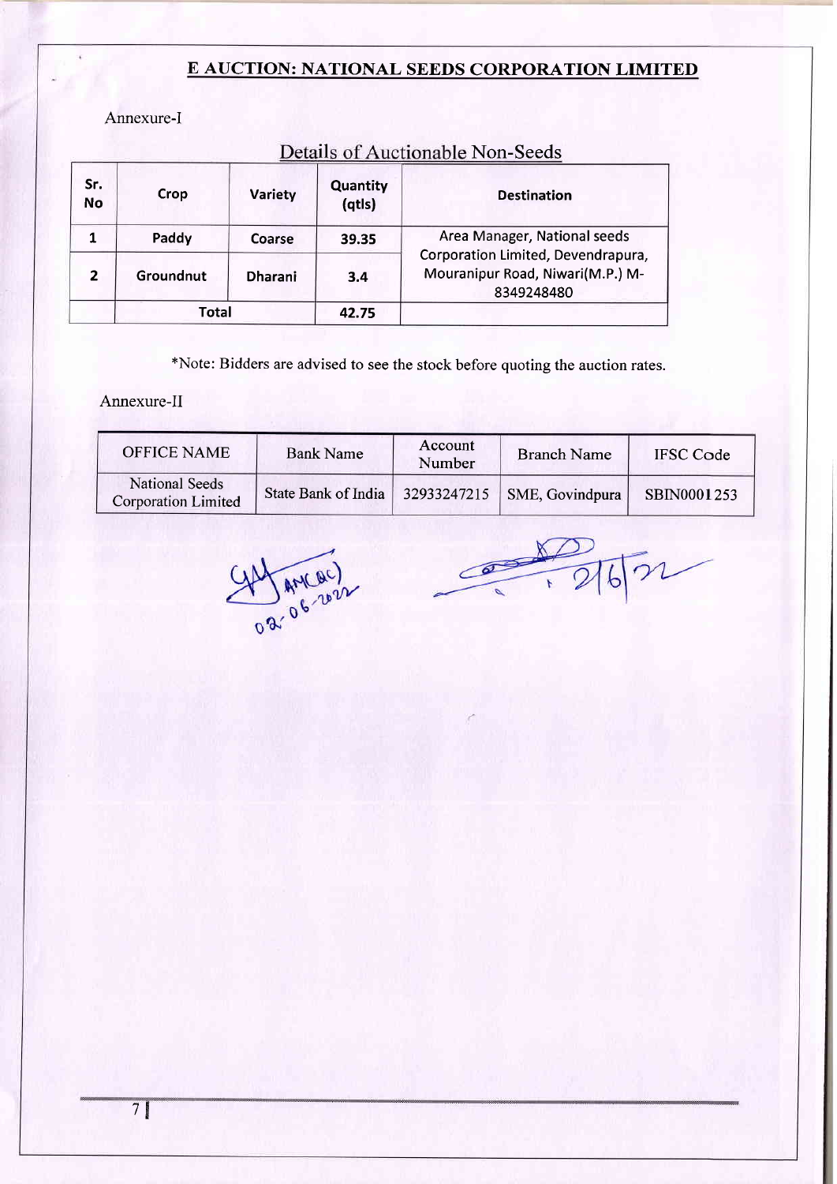## E AUCTION: NATIONAL SEEDS CORPORATION LIMITED

Annexure-I

### Details of Auctionable Non-Seeds

| Sr. No | Crop | Variety | Quantity (qtls) | Destination |
|---|---|---|---|---|
| 1 | Paddy | Coarse | 39.35 | Area Manager, National seeds Corporation Limited, Devendrapura, Mouranipur Road, Niwari(M.P.) M-8349248480 |
| 2 | Groundnut | Dharani | 3.4 | |
| | Total | | 42.75 | |

*Note: Bidders are advised to see the stock before quoting the auction rates.

Annexure-II

| OFFICE NAME | Bank Name | Account Number | Branch Name | IFSC Code |
|---|---|---|---|---|
| National Seeds Corporation Limited | State Bank of India | 32933247215 | SME, Govindpura | SBIN0001253 |

AM(QC) 02-06-2022

2/6/22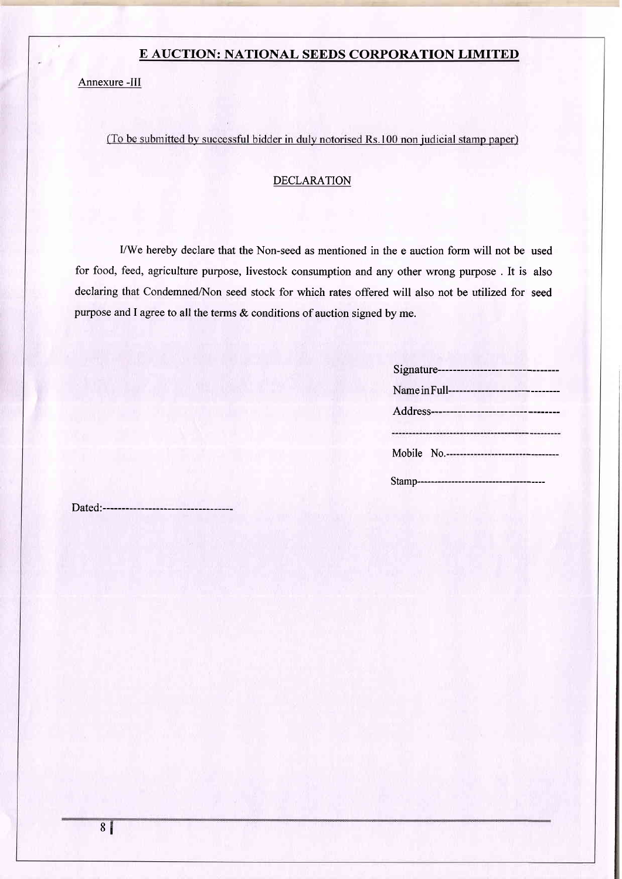## E AUCTION: NATIONAL SEEDS CORPORATION LIMITED

Annexure -III

(To be submitted by successful bidder in duly notorised Rs.100 non judicial stamp paper)

DECLARATION

I/We hereby declare that the Non-seed as mentioned in the e auction form will not be used for food, feed, agriculture purpose, livestock consumption and any other wrong purpose . It is also declaring that Condemned/Non seed stock for which rates offered will also not be utilized for seed purpose and I agree to all the terms & conditions of auction signed by me.

Signature--------------------------------

Name in Full-----------------------------

Address---------------------------------

-------------------------------------------

Mobile No.------------------------------

Stamp-----------------------------------

Dated:---------------------------------